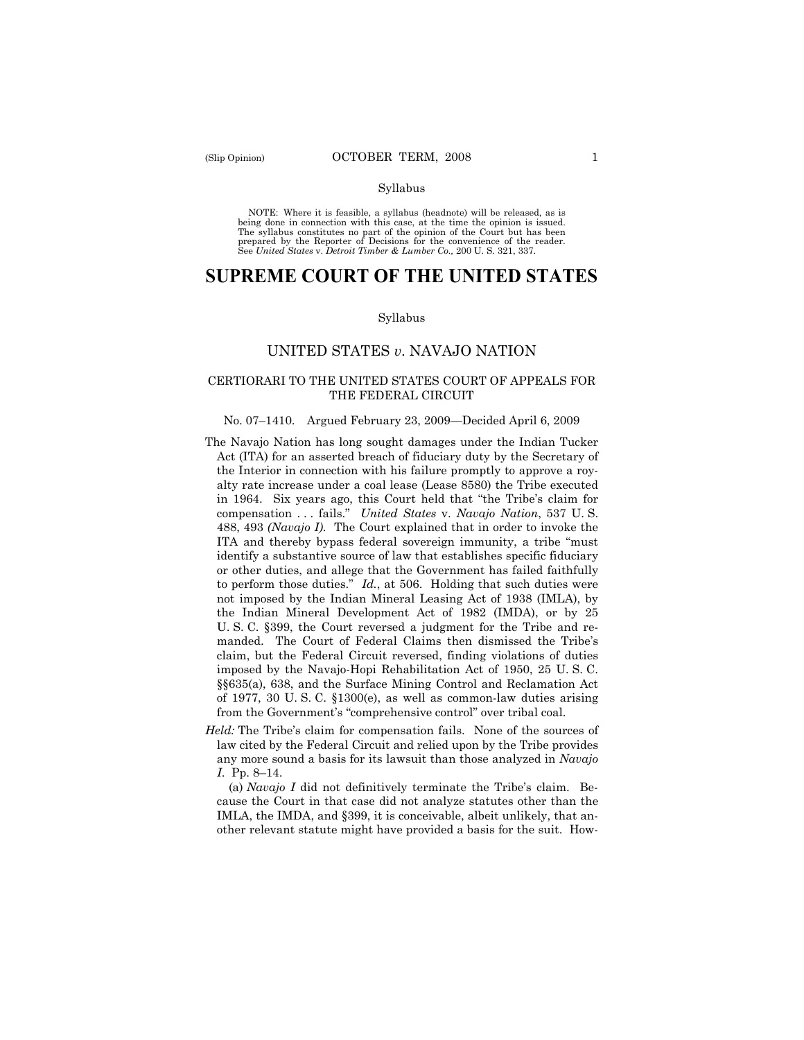Syllabus

NOTE: Where it is feasible, a syllabus (headnote) will be released, as is being done in connection with this case, at the time the opinion is issued. The syllabus constitutes no part of the opinion of the Court but has been prepared by the Reporter of Decisions for the convenience of the reader. See *United States* v. *Detroit Timber & Lumber Co.,* 200 U. S. 321, 337.

# SUPREME COURT OF THE UNITED STATES

Syllabus

## UNITED STATES *v.* NAVAJO NATION

### CERTIORARI TO THE UNITED STATES COURT OF APPEALS FOR THE FEDERAL CIRCUIT

No. 07–1410. Argued February 23, 2009—Decided April 6, 2009

The Navajo Nation has long sought damages under the Indian Tucker Act (ITA) for an asserted breach of fiduciary duty by the Secretary of the Interior in connection with his failure promptly to approve a royalty rate increase under a coal lease (Lease 8580) the Tribe executed in 1964. Six years ago, this Court held that "the Tribe's claim for compensation . . . fails." *United States* v. *Navajo Nation*, 537 U. S. 488, 493 *(Navajo I)*. The Court explained that in order to invoke the ITA and thereby bypass federal sovereign immunity, a tribe "must identify a substantive source of law that establishes specific fiduciary or other duties, and allege that the Government has failed faithfully to perform those duties." *Id.*, at 506. Holding that such duties were not imposed by the Indian Mineral Leasing Act of 1938 (IMLA), by the Indian Mineral Development Act of 1982 (IMDA), or by 25 U. S. C. §399, the Court reversed a judgment for the Tribe and remanded. The Court of Federal Claims then dismissed the Tribe's claim, but the Federal Circuit reversed, finding violations of duties imposed by the Navajo-Hopi Rehabilitation Act of 1950, 25 U. S. C. §§635(a), 638, and the Surface Mining Control and Reclamation Act of 1977, 30 U. S. C. §1300(e), as well as common-law duties arising from the Government's "comprehensive control" over tribal coal.

*Held:* The Tribe's claim for compensation fails. None of the sources of law cited by the Federal Circuit and relied upon by the Tribe provides any more sound a basis for its lawsuit than those analyzed in *Navajo I*. Pp. 8–14.

(a) *Navajo I* did not definitively terminate the Tribe's claim. Because the Court in that case did not analyze statutes other than the IMLA, the IMDA, and §399, it is conceivable, albeit unlikely, that another relevant statute might have provided a basis for the suit. How-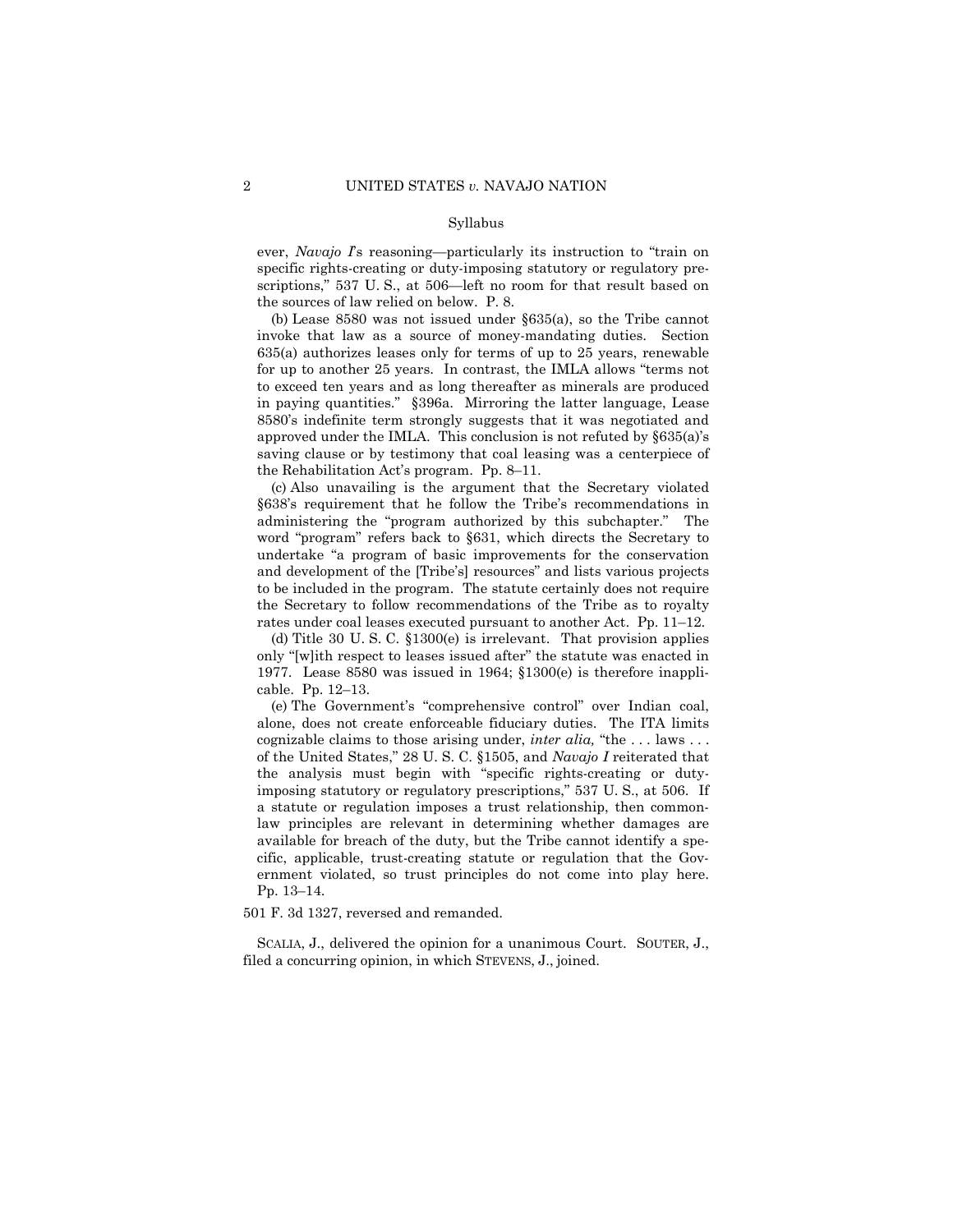ever, *Navajo I*'s reasoning—particularly its instruction to "train on specific rights-creating or duty-imposing statutory or regulatory prescriptions," 537 U. S., at 506—left no room for that result based on the sources of law relied on below. P. 8.

(b) Lease 8580 was not issued under §635(a), so the Tribe cannot invoke that law as a source of money-mandating duties. Section 635(a) authorizes leases only for terms of up to 25 years, renewable for up to another 25 years. In contrast, the IMLA allows "terms not to exceed ten years and as long thereafter as minerals are produced in paying quantities." §396a. Mirroring the latter language, Lease 8580's indefinite term strongly suggests that it was negotiated and approved under the IMLA. This conclusion is not refuted by §635(a)'s saving clause or by testimony that coal leasing was a centerpiece of the Rehabilitation Act's program. Pp. 8–11.

(c) Also unavailing is the argument that the Secretary violated §638's requirement that he follow the Tribe's recommendations in administering the "program authorized by this subchapter." The word "program" refers back to §631, which directs the Secretary to undertake "a program of basic improvements for the conservation and development of the [Tribe's] resources" and lists various projects to be included in the program. The statute certainly does not require the Secretary to follow recommendations of the Tribe as to royalty rates under coal leases executed pursuant to another Act. Pp. 11–12.

(d) Title 30 U. S. C. §1300(e) is irrelevant. That provision applies only "[w]ith respect to leases issued after" the statute was enacted in 1977. Lease 8580 was issued in 1964; §1300(e) is therefore inapplicable. Pp. 12–13.

(e) The Government's "comprehensive control" over Indian coal, alone, does not create enforceable fiduciary duties. The ITA limits cognizable claims to those arising under, *inter alia,* "the . . . laws . . . of the United States," 28 U. S. C. §1505, and *Navajo I* reiterated that the analysis must begin with "specific rights-creating or duty-imposing statutory or regulatory prescriptions," 537 U. S., at 506. If a statute or regulation imposes a trust relationship, then common-law principles are relevant in determining whether damages are available for breach of the duty, but the Tribe cannot identify a specific, applicable, trust-creating statute or regulation that the Government violated, so trust principles do not come into play here. Pp. 13–14.

501 F. 3d 1327, reversed and remanded.

SCALIA, J., delivered the opinion for a unanimous Court. SOUTER, J., filed a concurring opinion, in which STEVENS, J., joined.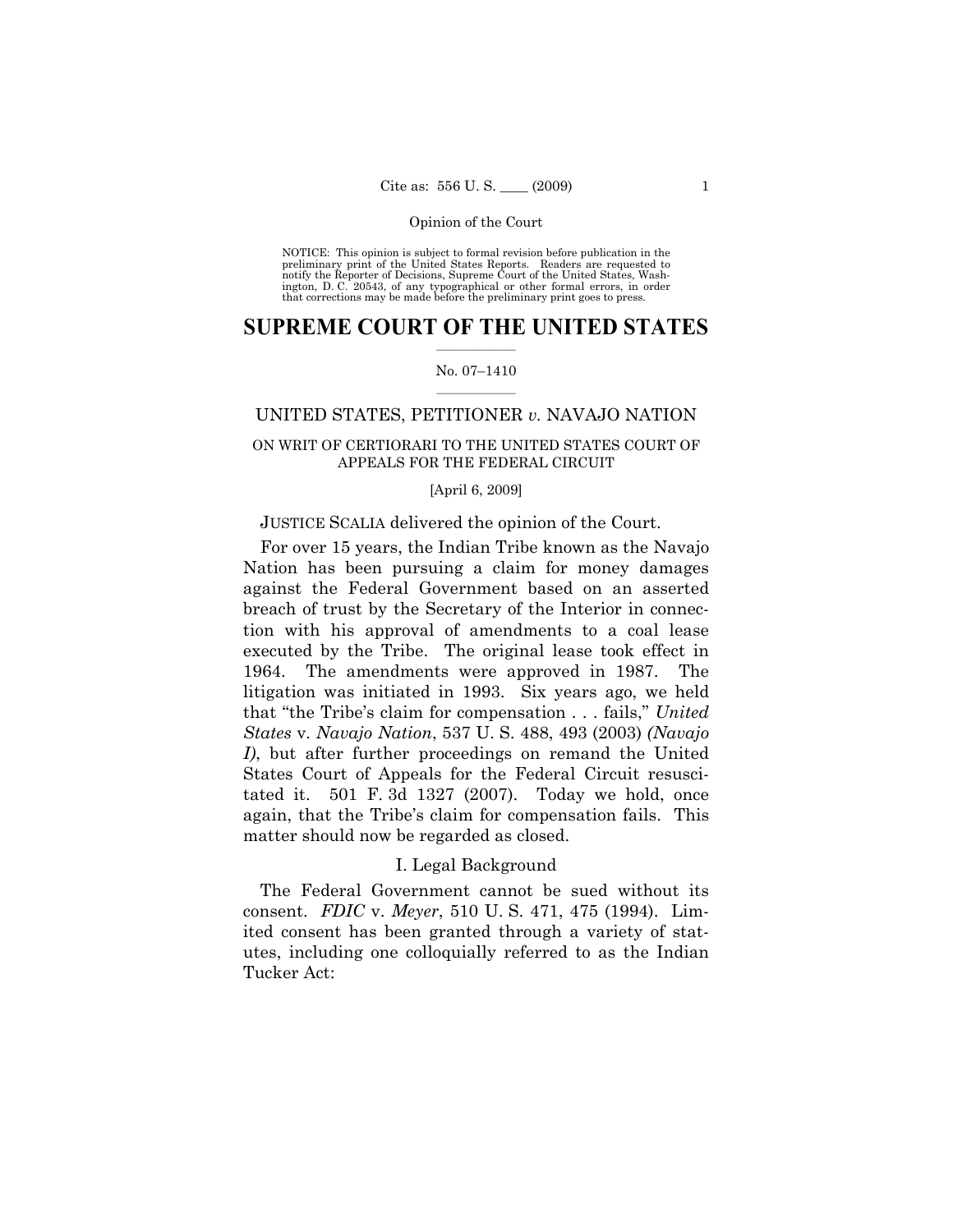NOTICE: This opinion is subject to formal revision before publication in the preliminary print of the United States Reports. Readers are requested to notify the Reporter of Decisions, Supreme Court of the United States, Washington, D. C. 20543, of any typographical or other formal errors, in order that corrections may be made before the preliminary print goes to press.

# SUPREME COURT OF THE UNITED STATES

No. 07–1410

## UNITED STATES, PETITIONER *v.* NAVAJO NATION

ON WRIT OF CERTIORARI TO THE UNITED STATES COURT OF APPEALS FOR THE FEDERAL CIRCUIT

[April 6, 2009]

JUSTICE SCALIA delivered the opinion of the Court.

For over 15 years, the Indian Tribe known as the Navajo Nation has been pursuing a claim for money damages against the Federal Government based on an asserted breach of trust by the Secretary of the Interior in connection with his approval of amendments to a coal lease executed by the Tribe. The original lease took effect in 1964. The amendments were approved in 1987. The litigation was initiated in 1993. Six years ago, we held that "the Tribe's claim for compensation . . . fails," *United States* v. *Navajo Nation*, 537 U. S. 488, 493 (2003) *(Navajo I)*, but after further proceedings on remand the United States Court of Appeals for the Federal Circuit resuscitated it. 501 F. 3d 1327 (2007). Today we hold, once again, that the Tribe's claim for compensation fails. This matter should now be regarded as closed.

### I. Legal Background

The Federal Government cannot be sued without its consent. *FDIC* v. *Meyer*, 510 U. S. 471, 475 (1994). Limited consent has been granted through a variety of statutes, including one colloquially referred to as the Indian Tucker Act: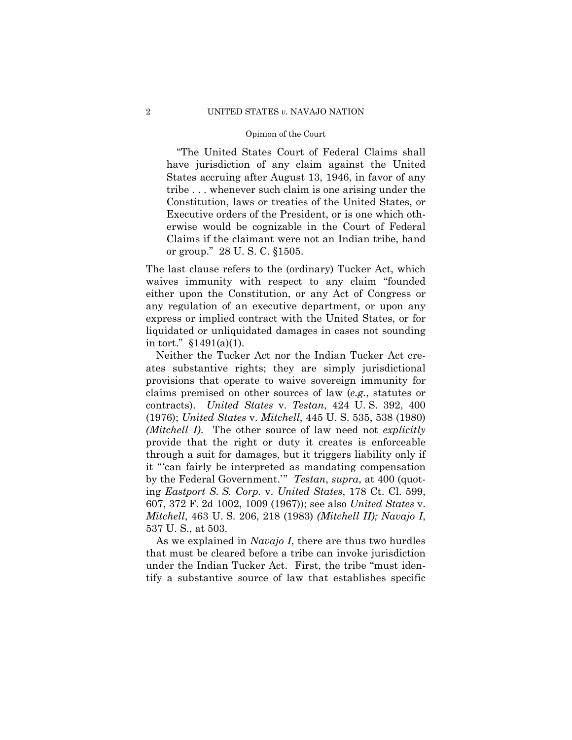> "The United States Court of Federal Claims shall have jurisdiction of any claim against the United States accruing after August 13, 1946, in favor of any tribe . . . whenever such claim is one arising under the Constitution, laws or treaties of the United States, or Executive orders of the President, or is one which otherwise would be cognizable in the Court of Federal Claims if the claimant were not an Indian tribe, band or group." 28 U. S. C. §1505.

The last clause refers to the (ordinary) Tucker Act, which waives immunity with respect to any claim "founded either upon the Constitution, or any Act of Congress or any regulation of an executive department, or upon any express or implied contract with the United States, or for liquidated or unliquidated damages in cases not sounding in tort." §1491(a)(1).

Neither the Tucker Act nor the Indian Tucker Act creates substantive rights; they are simply jurisdictional provisions that operate to waive sovereign immunity for claims premised on other sources of law (*e.g.*, statutes or contracts). *United States* v. *Testan*, 424 U. S. 392, 400 (1976); *United States* v. *Mitchell*, 445 U. S. 535, 538 (1980) *(Mitchell I)*. The other source of law need not *explicitly* provide that the right or duty it creates is enforceable through a suit for damages, but it triggers liability only if it "'can fairly be interpreted as mandating compensation by the Federal Government.'" *Testan*, *supra*, at 400 (quoting *Eastport S. S. Corp.* v. *United States*, 178 Ct. Cl. 599, 607, 372 F. 2d 1002, 1009 (1967)); see also *United States* v. *Mitchell*, 463 U. S. 206, 218 (1983) *(Mitchell II)*; *Navajo I*, 537 U. S., at 503.

As we explained in *Navajo I*, there are thus two hurdles that must be cleared before a tribe can invoke jurisdiction under the Indian Tucker Act. First, the tribe "must identify a substantive source of law that establishes specific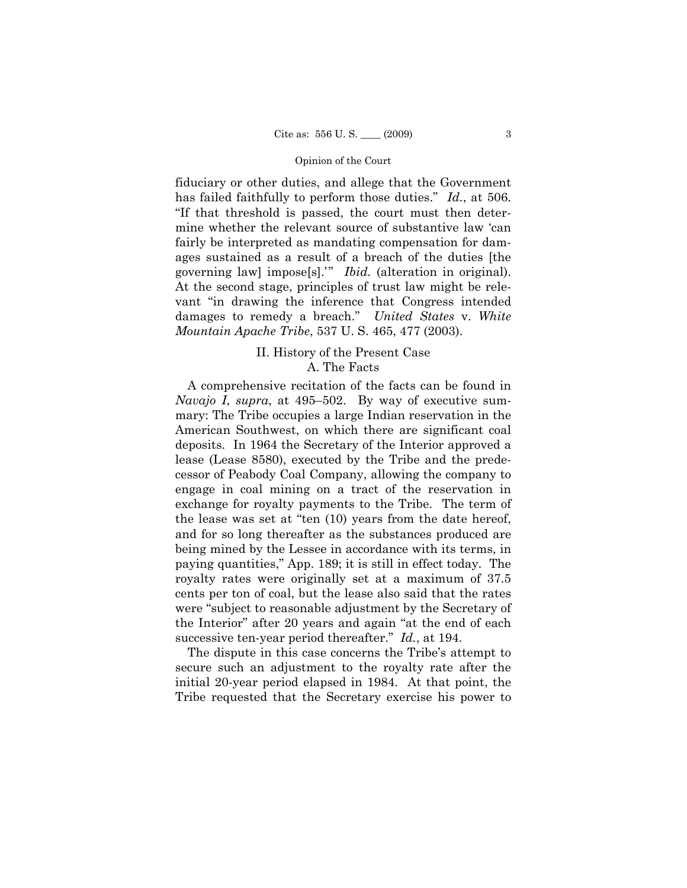fiduciary or other duties, and allege that the Government has failed faithfully to perform those duties." *Id.*, at 506. "If that threshold is passed, the court must then determine whether the relevant source of substantive law 'can fairly be interpreted as mandating compensation for damages sustained as a result of a breach of the duties [the governing law] impose[s].'" *Ibid.* (alteration in original). At the second stage, principles of trust law might be relevant "in drawing the inference that Congress intended damages to remedy a breach." *United States* v. *White Mountain Apache Tribe*, 537 U. S. 465, 477 (2003).

## II. History of the Present Case

### A. The Facts

A comprehensive recitation of the facts can be found in *Navajo I*, *supra*, at 495–502. By way of executive summary: The Tribe occupies a large Indian reservation in the American Southwest, on which there are significant coal deposits. In 1964 the Secretary of the Interior approved a lease (Lease 8580), executed by the Tribe and the predecessor of Peabody Coal Company, allowing the company to engage in coal mining on a tract of the reservation in exchange for royalty payments to the Tribe. The term of the lease was set at "ten (10) years from the date hereof, and for so long thereafter as the substances produced are being mined by the Lessee in accordance with its terms, in paying quantities," App. 189; it is still in effect today. The royalty rates were originally set at a maximum of 37.5 cents per ton of coal, but the lease also said that the rates were "subject to reasonable adjustment by the Secretary of the Interior" after 20 years and again "at the end of each successive ten-year period thereafter." *Id.*, at 194.

The dispute in this case concerns the Tribe's attempt to secure such an adjustment to the royalty rate after the initial 20-year period elapsed in 1984. At that point, the Tribe requested that the Secretary exercise his power to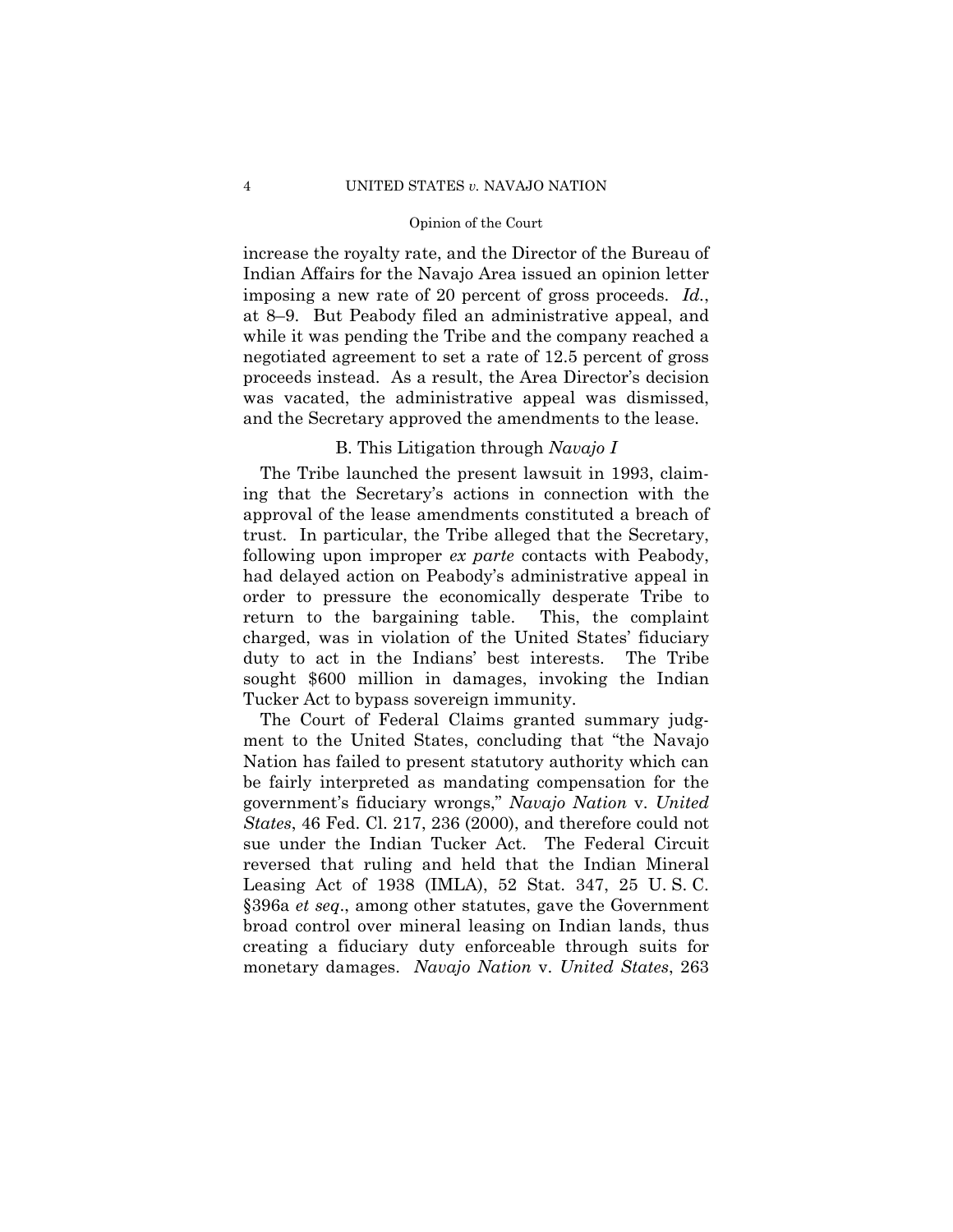increase the royalty rate, and the Director of the Bureau of Indian Affairs for the Navajo Area issued an opinion letter imposing a new rate of 20 percent of gross proceeds. *Id.*, at 8–9. But Peabody filed an administrative appeal, and while it was pending the Tribe and the company reached a negotiated agreement to set a rate of 12.5 percent of gross proceeds instead. As a result, the Area Director's decision was vacated, the administrative appeal was dismissed, and the Secretary approved the amendments to the lease.

### B. This Litigation through *Navajo I*

The Tribe launched the present lawsuit in 1993, claiming that the Secretary's actions in connection with the approval of the lease amendments constituted a breach of trust. In particular, the Tribe alleged that the Secretary, following upon improper *ex parte* contacts with Peabody, had delayed action on Peabody's administrative appeal in order to pressure the economically desperate Tribe to return to the bargaining table. This, the complaint charged, was in violation of the United States' fiduciary duty to act in the Indians' best interests. The Tribe sought $600 million in damages, invoking the Indian Tucker Act to bypass sovereign immunity.

The Court of Federal Claims granted summary judgment to the United States, concluding that "the Navajo Nation has failed to present statutory authority which can be fairly interpreted as mandating compensation for the government's fiduciary wrongs," *Navajo Nation* v. *United States*, 46 Fed. Cl. 217, 236 (2000), and therefore could not sue under the Indian Tucker Act. The Federal Circuit reversed that ruling and held that the Indian Mineral Leasing Act of 1938 (IMLA), 52 Stat. 347, 25 U. S. C. §396a *et seq*., among other statutes, gave the Government broad control over mineral leasing on Indian lands, thus creating a fiduciary duty enforceable through suits for monetary damages. *Navajo Nation* v. *United States*, 263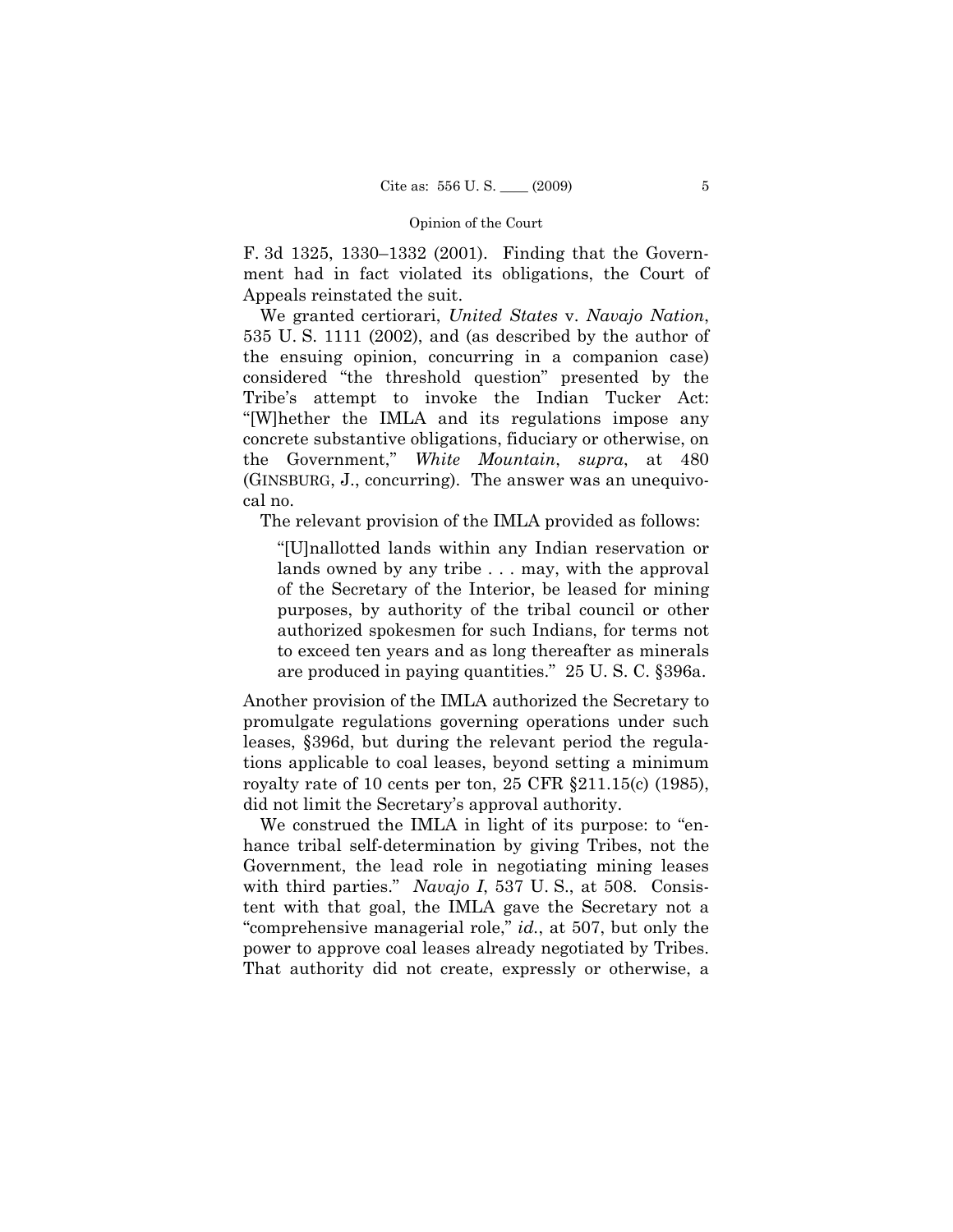F. 3d 1325, 1330–1332 (2001). Finding that the Government had in fact violated its obligations, the Court of Appeals reinstated the suit.

We granted certiorari, *United States* v. *Navajo Nation*, 535 U. S. 1111 (2002), and (as described by the author of the ensuing opinion, concurring in a companion case) considered "the threshold question" presented by the Tribe's attempt to invoke the Indian Tucker Act: "[W]hether the IMLA and its regulations impose any concrete substantive obligations, fiduciary or otherwise, on the Government," *White Mountain*, *supra*, at 480 (GINSBURG, J., concurring). The answer was an unequivocal no.

The relevant provision of the IMLA provided as follows:

> "[U]nallotted lands within any Indian reservation or lands owned by any tribe . . . may, with the approval of the Secretary of the Interior, be leased for mining purposes, by authority of the tribal council or other authorized spokesmen for such Indians, for terms not to exceed ten years and as long thereafter as minerals are produced in paying quantities." 25 U. S. C. §396a.

Another provision of the IMLA authorized the Secretary to promulgate regulations governing operations under such leases, §396d, but during the relevant period the regulations applicable to coal leases, beyond setting a minimum royalty rate of 10 cents per ton, 25 CFR §211.15(c) (1985), did not limit the Secretary's approval authority.

We construed the IMLA in light of its purpose: to "enhance tribal self-determination by giving Tribes, not the Government, the lead role in negotiating mining leases with third parties." *Navajo I*, 537 U. S., at 508. Consistent with that goal, the IMLA gave the Secretary not a "comprehensive managerial role," *id.*, at 507, but only the power to approve coal leases already negotiated by Tribes. That authority did not create, expressly or otherwise, a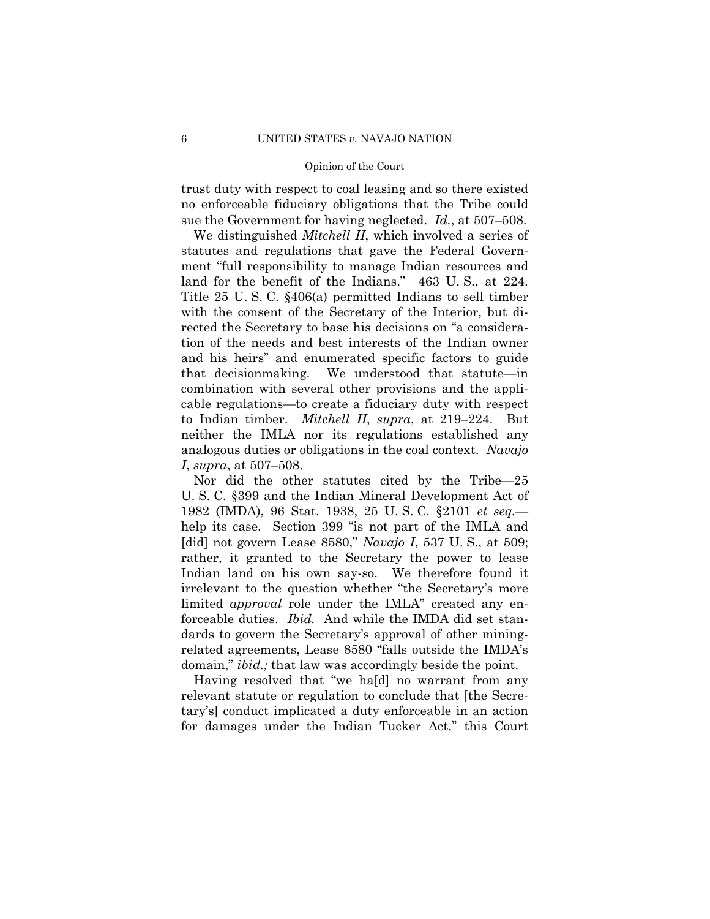trust duty with respect to coal leasing and so there existed no enforceable fiduciary obligations that the Tribe could sue the Government for having neglected. *Id.*, at 507–508.

We distinguished *Mitchell II*, which involved a series of statutes and regulations that gave the Federal Government "full responsibility to manage Indian resources and land for the benefit of the Indians." 463 U. S., at 224. Title 25 U. S. C. §406(a) permitted Indians to sell timber with the consent of the Secretary of the Interior, but directed the Secretary to base his decisions on "a consideration of the needs and best interests of the Indian owner and his heirs" and enumerated specific factors to guide that decisionmaking. We understood that statute—in combination with several other provisions and the applicable regulations—to create a fiduciary duty with respect to Indian timber. *Mitchell II*, *supra*, at 219–224. But neither the IMLA nor its regulations established any analogous duties or obligations in the coal context. *Navajo I*, *supra*, at 507–508.

Nor did the other statutes cited by the Tribe—25 U. S. C. §399 and the Indian Mineral Development Act of 1982 (IMDA), 96 Stat. 1938, 25 U. S. C. §2101 *et seq.*—help its case. Section 399 "is not part of the IMLA and [did] not govern Lease 8580," *Navajo I*, 537 U. S., at 509; rather, it granted to the Secretary the power to lease Indian land on his own say-so. We therefore found it irrelevant to the question whether "the Secretary's more limited *approval* role under the IMLA" created any enforceable duties. *Ibid.* And while the IMDA did set standards to govern the Secretary's approval of other mining-related agreements, Lease 8580 "falls outside the IMDA's domain," *ibid.;* that law was accordingly beside the point.

Having resolved that "we ha[d] no warrant from any relevant statute or regulation to conclude that [the Secretary's] conduct implicated a duty enforceable in an action for damages under the Indian Tucker Act," this Court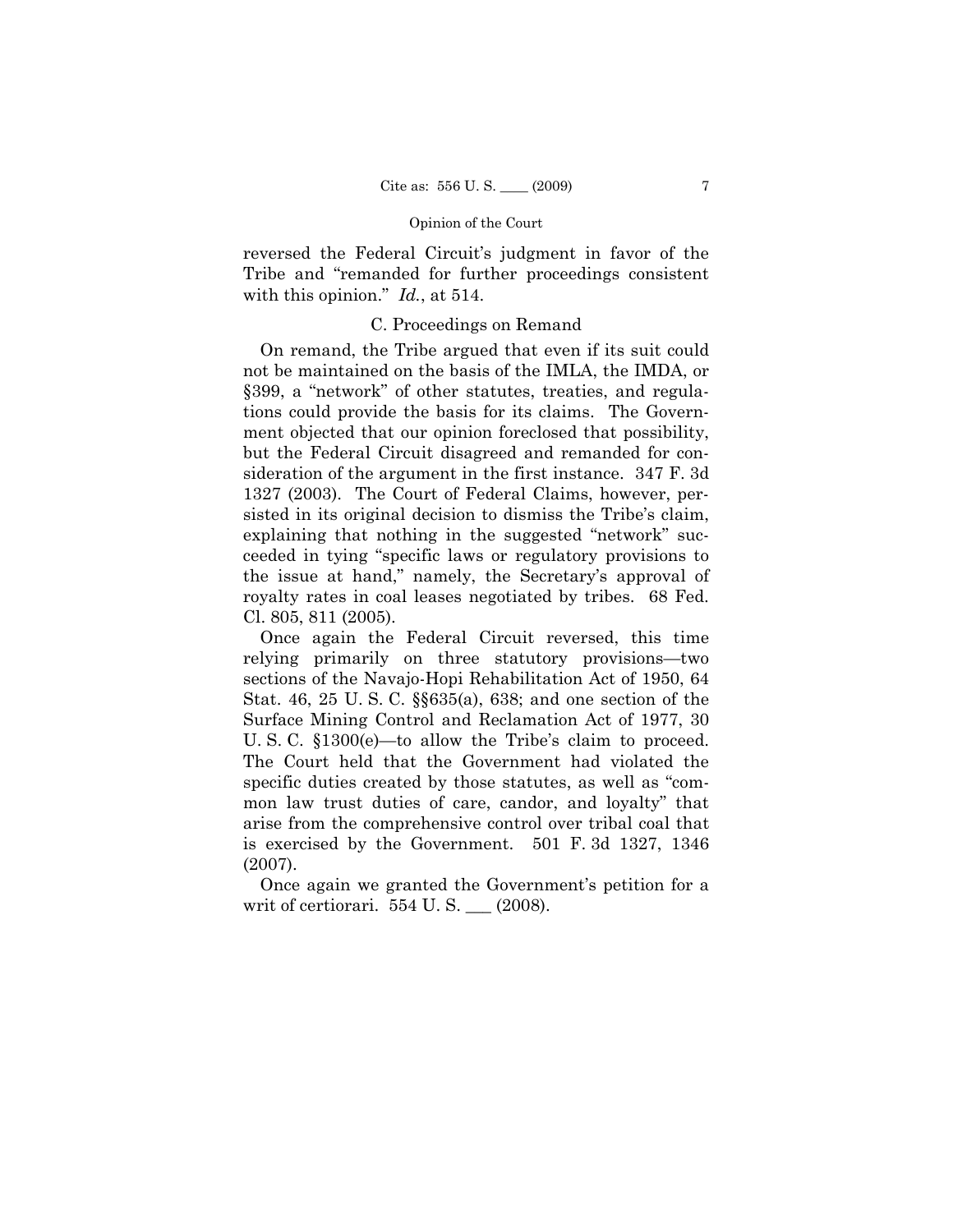reversed the Federal Circuit's judgment in favor of the Tribe and "remanded for further proceedings consistent with this opinion." *Id.*, at 514.

### C. Proceedings on Remand

On remand, the Tribe argued that even if its suit could not be maintained on the basis of the IMLA, the IMDA, or §399, a "network" of other statutes, treaties, and regulations could provide the basis for its claims. The Government objected that our opinion foreclosed that possibility, but the Federal Circuit disagreed and remanded for consideration of the argument in the first instance. 347 F. 3d 1327 (2003). The Court of Federal Claims, however, persisted in its original decision to dismiss the Tribe's claim, explaining that nothing in the suggested "network" succeeded in tying "specific laws or regulatory provisions to the issue at hand," namely, the Secretary's approval of royalty rates in coal leases negotiated by tribes. 68 Fed. Cl. 805, 811 (2005).

Once again the Federal Circuit reversed, this time relying primarily on three statutory provisions—two sections of the Navajo-Hopi Rehabilitation Act of 1950, 64 Stat. 46, 25 U. S. C. §§635(a), 638; and one section of the Surface Mining Control and Reclamation Act of 1977, 30 U. S. C. §1300(e)—to allow the Tribe's claim to proceed. The Court held that the Government had violated the specific duties created by those statutes, as well as "common law trust duties of care, candor, and loyalty" that arise from the comprehensive control over tribal coal that is exercised by the Government. 501 F. 3d 1327, 1346 (2007).

Once again we granted the Government's petition for a writ of certiorari. 554 U. S. ___ (2008).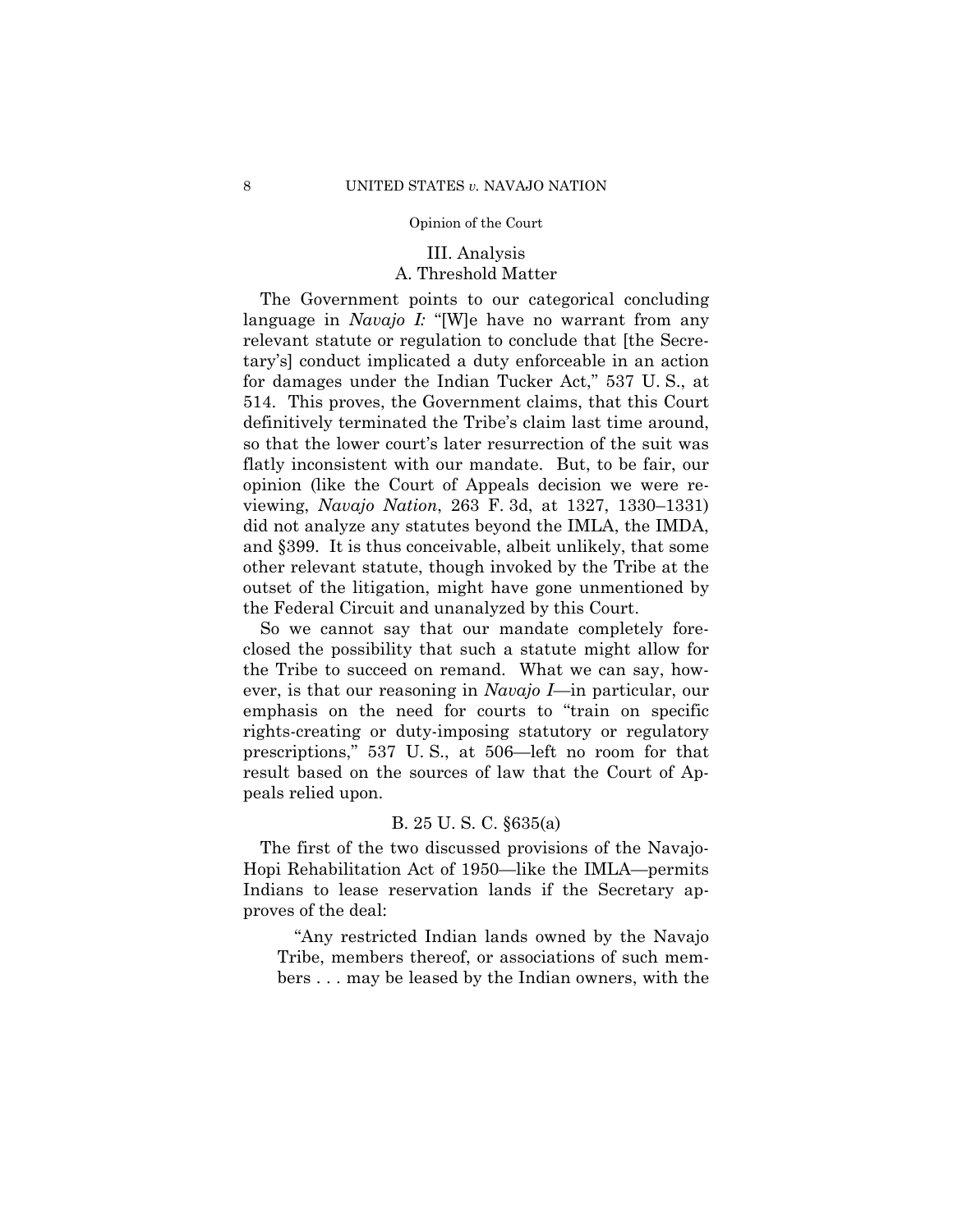## III. Analysis

### A. Threshold Matter

The Government points to our categorical concluding language in *Navajo I:* "[W]e have no warrant from any relevant statute or regulation to conclude that [the Secretary's] conduct implicated a duty enforceable in an action for damages under the Indian Tucker Act," 537 U. S., at 514. This proves, the Government claims, that this Court definitively terminated the Tribe's claim last time around, so that the lower court's later resurrection of the suit was flatly inconsistent with our mandate. But, to be fair, our opinion (like the Court of Appeals decision we were reviewing, *Navajo Nation*, 263 F. 3d, at 1327, 1330–1331) did not analyze any statutes beyond the IMLA, the IMDA, and §399. It is thus conceivable, albeit unlikely, that some other relevant statute, though invoked by the Tribe at the outset of the litigation, might have gone unmentioned by the Federal Circuit and unanalyzed by this Court.

So we cannot say that our mandate completely foreclosed the possibility that such a statute might allow for the Tribe to succeed on remand. What we can say, however, is that our reasoning in *Navajo I*—in particular, our emphasis on the need for courts to "train on specific rights-creating or duty-imposing statutory or regulatory prescriptions," 537 U. S., at 506—left no room for that result based on the sources of law that the Court of Appeals relied upon.

### B. 25 U. S. C. §635(a)

The first of the two discussed provisions of the Navajo-Hopi Rehabilitation Act of 1950—like the IMLA—permits Indians to lease reservation lands if the Secretary approves of the deal:

> "Any restricted Indian lands owned by the Navajo Tribe, members thereof, or associations of such members . . . may be leased by the Indian owners, with the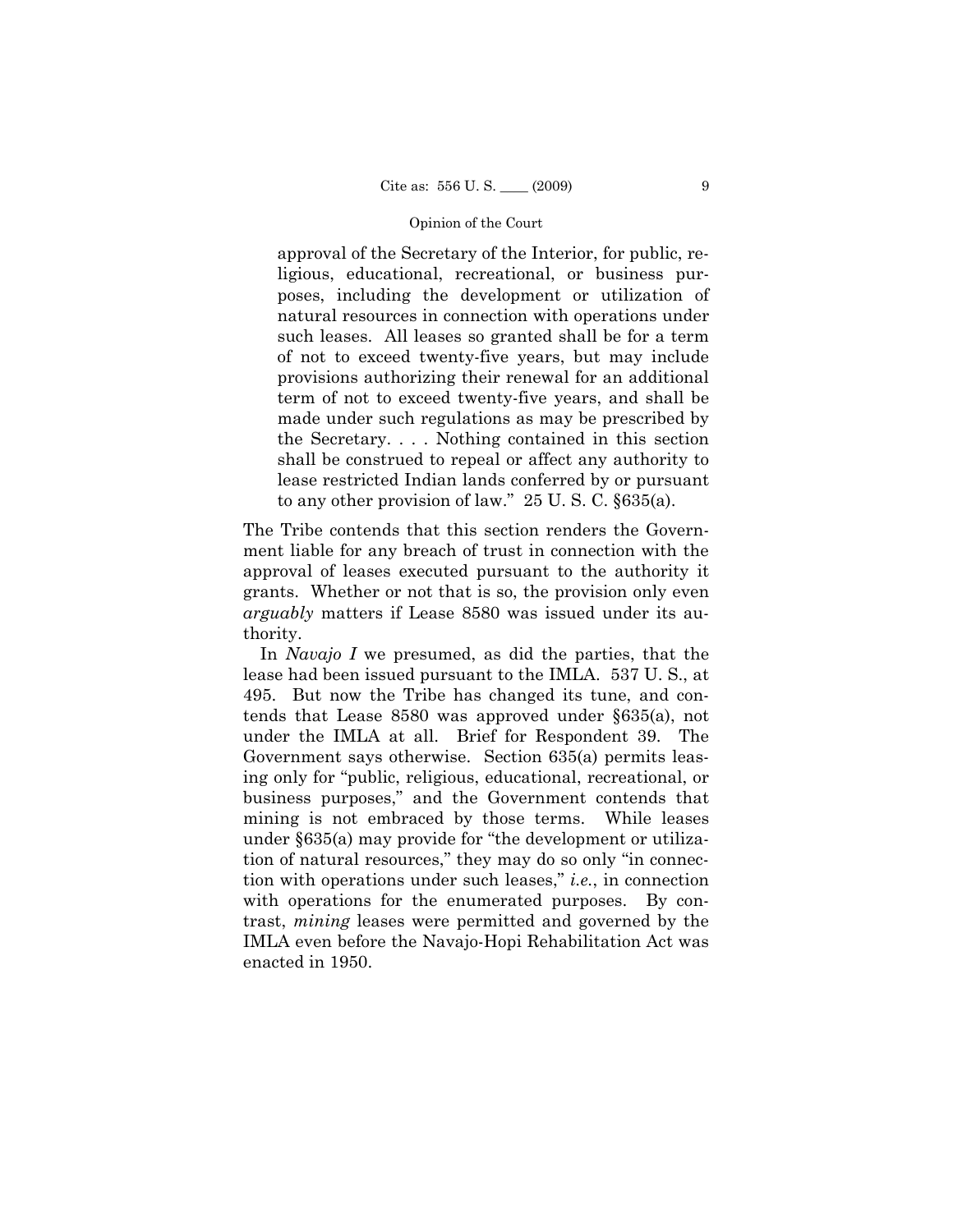> approval of the Secretary of the Interior, for public, religious, educational, recreational, or business purposes, including the development or utilization of natural resources in connection with operations under such leases. All leases so granted shall be for a term of not to exceed twenty-five years, but may include provisions authorizing their renewal for an additional term of not to exceed twenty-five years, and shall be made under such regulations as may be prescribed by the Secretary. . . . Nothing contained in this section shall be construed to repeal or affect any authority to lease restricted Indian lands conferred by or pursuant to any other provision of law." 25 U. S. C. §635(a).

The Tribe contends that this section renders the Government liable for any breach of trust in connection with the approval of leases executed pursuant to the authority it grants. Whether or not that is so, the provision only even *arguably* matters if Lease 8580 was issued under its authority.

In *Navajo I* we presumed, as did the parties, that the lease had been issued pursuant to the IMLA. 537 U. S., at 495. But now the Tribe has changed its tune, and contends that Lease 8580 was approved under §635(a), not under the IMLA at all. Brief for Respondent 39. The Government says otherwise. Section 635(a) permits leasing only for "public, religious, educational, recreational, or business purposes," and the Government contends that mining is not embraced by those terms. While leases under §635(a) may provide for "the development or utilization of natural resources," they may do so only "in connection with operations under such leases," *i.e.*, in connection with operations for the enumerated purposes. By contrast, *mining* leases were permitted and governed by the IMLA even before the Navajo-Hopi Rehabilitation Act was enacted in 1950.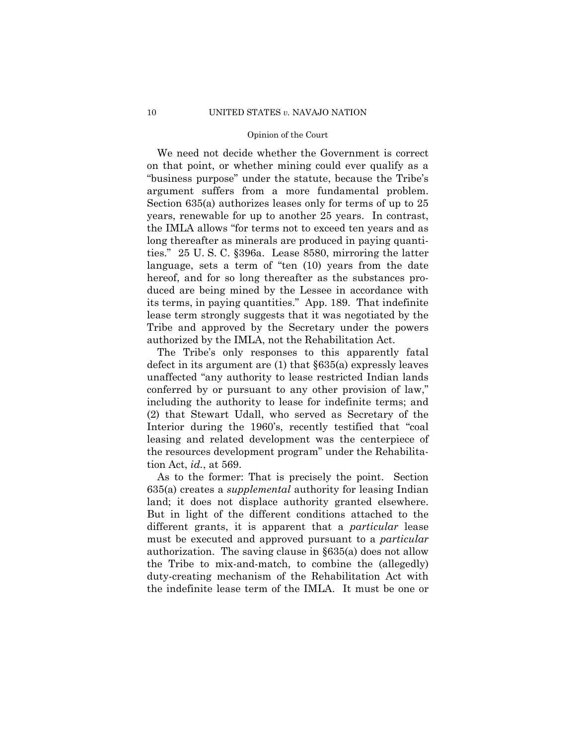We need not decide whether the Government is correct on that point, or whether mining could ever qualify as a "business purpose" under the statute, because the Tribe's argument suffers from a more fundamental problem. Section 635(a) authorizes leases only for terms of up to 25 years, renewable for up to another 25 years. In contrast, the IMLA allows "for terms not to exceed ten years and as long thereafter as minerals are produced in paying quantities." 25 U. S. C. §396a. Lease 8580, mirroring the latter language, sets a term of "ten (10) years from the date hereof, and for so long thereafter as the substances produced are being mined by the Lessee in accordance with its terms, in paying quantities." App. 189. That indefinite lease term strongly suggests that it was negotiated by the Tribe and approved by the Secretary under the powers authorized by the IMLA, not the Rehabilitation Act.

The Tribe's only responses to this apparently fatal defect in its argument are (1) that §635(a) expressly leaves unaffected "any authority to lease restricted Indian lands conferred by or pursuant to any other provision of law," including the authority to lease for indefinite terms; and (2) that Stewart Udall, who served as Secretary of the Interior during the 1960's, recently testified that "coal leasing and related development was the centerpiece of the resources development program" under the Rehabilitation Act, *id.*, at 569.

As to the former: That is precisely the point. Section 635(a) creates a *supplemental* authority for leasing Indian land; it does not displace authority granted elsewhere. But in light of the different conditions attached to the different grants, it is apparent that a *particular* lease must be executed and approved pursuant to a *particular* authorization. The saving clause in §635(a) does not allow the Tribe to mix-and-match, to combine the (allegedly) duty-creating mechanism of the Rehabilitation Act with the indefinite lease term of the IMLA. It must be one or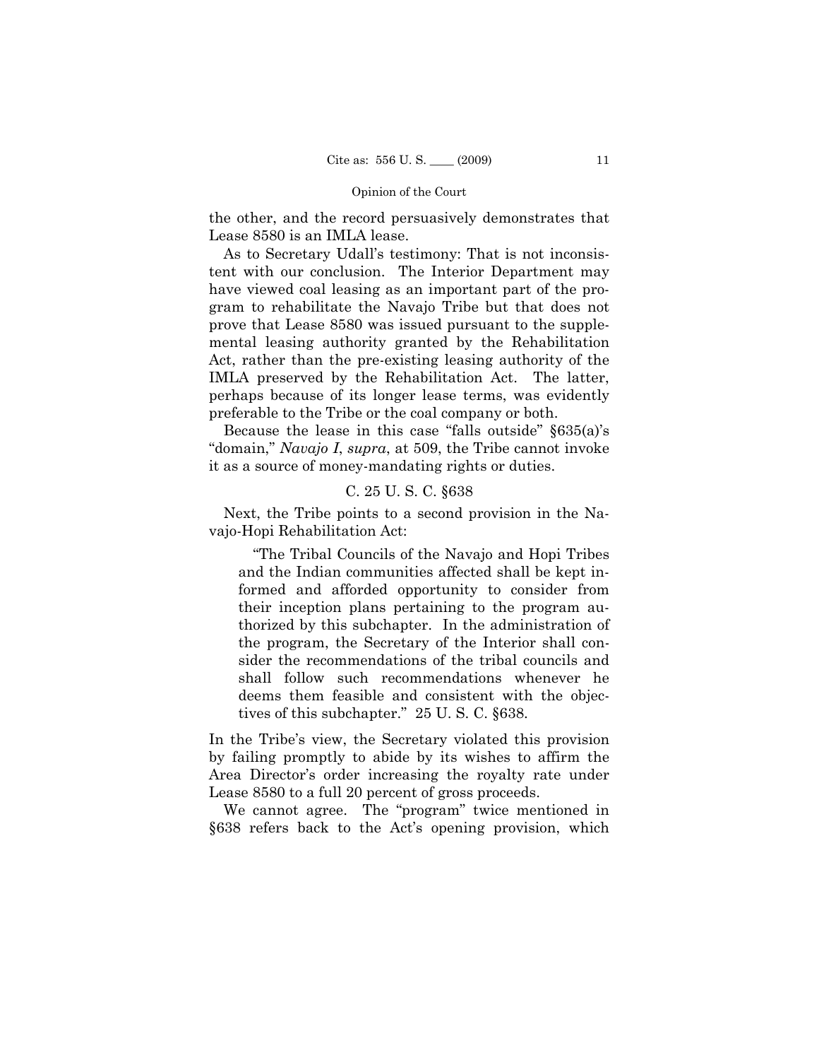the other, and the record persuasively demonstrates that Lease 8580 is an IMLA lease.

As to Secretary Udall's testimony: That is not inconsistent with our conclusion. The Interior Department may have viewed coal leasing as an important part of the program to rehabilitate the Navajo Tribe but that does not prove that Lease 8580 was issued pursuant to the supplemental leasing authority granted by the Rehabilitation Act, rather than the pre-existing leasing authority of the IMLA preserved by the Rehabilitation Act. The latter, perhaps because of its longer lease terms, was evidently preferable to the Tribe or the coal company or both.

Because the lease in this case "falls outside" §635(a)'s "domain," *Navajo I*, *supra*, at 509, the Tribe cannot invoke it as a source of money-mandating rights or duties.

### C. 25 U. S. C. §638

Next, the Tribe points to a second provision in the Navajo-Hopi Rehabilitation Act:

> "The Tribal Councils of the Navajo and Hopi Tribes and the Indian communities affected shall be kept informed and afforded opportunity to consider from their inception plans pertaining to the program authorized by this subchapter. In the administration of the program, the Secretary of the Interior shall consider the recommendations of the tribal councils and shall follow such recommendations whenever he deems them feasible and consistent with the objectives of this subchapter." 25 U. S. C. §638.

In the Tribe's view, the Secretary violated this provision by failing promptly to abide by its wishes to affirm the Area Director's order increasing the royalty rate under Lease 8580 to a full 20 percent of gross proceeds.

We cannot agree. The "program" twice mentioned in §638 refers back to the Act's opening provision, which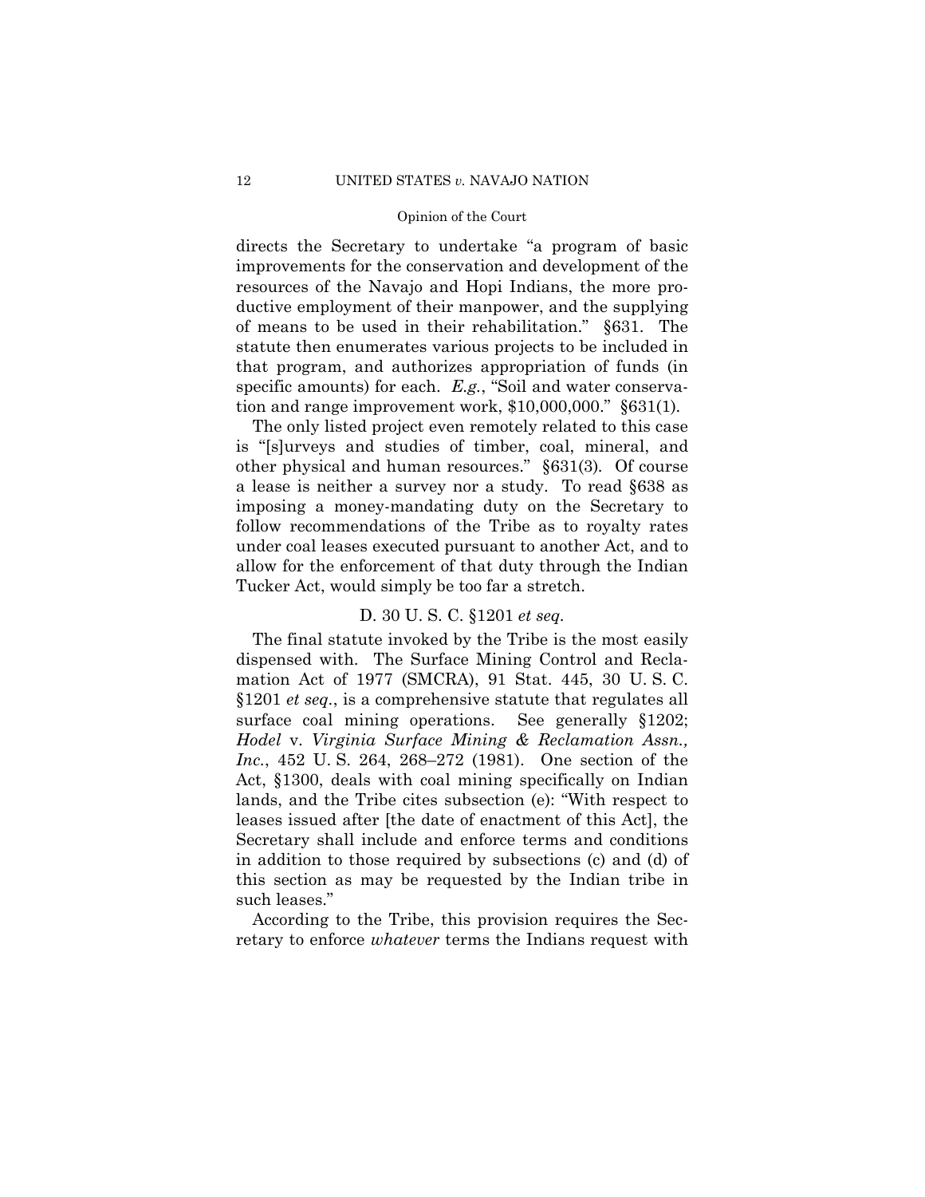directs the Secretary to undertake "a program of basic improvements for the conservation and development of the resources of the Navajo and Hopi Indians, the more productive employment of their manpower, and the supplying of means to be used in their rehabilitation." §631. The statute then enumerates various projects to be included in that program, and authorizes appropriation of funds (in specific amounts) for each. *E.g.*, "Soil and water conservation and range improvement work, $10,000,000." §631(1).

The only listed project even remotely related to this case is "[s]urveys and studies of timber, coal, mineral, and other physical and human resources." §631(3). Of course a lease is neither a survey nor a study. To read §638 as imposing a money-mandating duty on the Secretary to follow recommendations of the Tribe as to royalty rates under coal leases executed pursuant to another Act, and to allow for the enforcement of that duty through the Indian Tucker Act, would simply be too far a stretch.

### D. 30 U. S. C. §1201 *et seq.*

The final statute invoked by the Tribe is the most easily dispensed with. The Surface Mining Control and Reclamation Act of 1977 (SMCRA), 91 Stat. 445, 30 U. S. C. §1201 *et seq.*, is a comprehensive statute that regulates all surface coal mining operations. See generally §1202; *Hodel* v. *Virginia Surface Mining & Reclamation Assn., Inc.*, 452 U. S. 264, 268–272 (1981). One section of the Act, §1300, deals with coal mining specifically on Indian lands, and the Tribe cites subsection (e): "With respect to leases issued after [the date of enactment of this Act], the Secretary shall include and enforce terms and conditions in addition to those required by subsections (c) and (d) of this section as may be requested by the Indian tribe in such leases."

According to the Tribe, this provision requires the Secretary to enforce *whatever* terms the Indians request with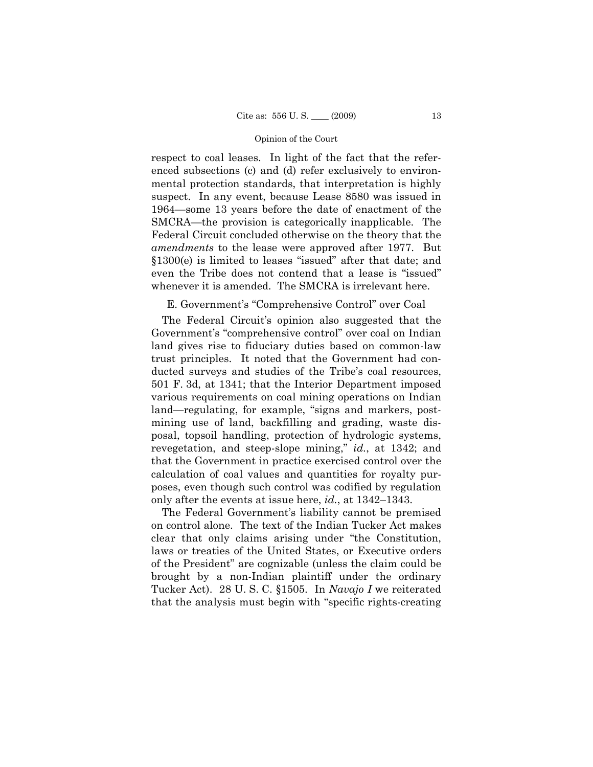respect to coal leases. In light of the fact that the referenced subsections (c) and (d) refer exclusively to environmental protection standards, that interpretation is highly suspect. In any event, because Lease 8580 was issued in 1964—some 13 years before the date of enactment of the SMCRA—the provision is categorically inapplicable. The Federal Circuit concluded otherwise on the theory that the *amendments* to the lease were approved after 1977. But §1300(e) is limited to leases "issued" after that date; and even the Tribe does not contend that a lease is "issued" whenever it is amended. The SMCRA is irrelevant here.

E. Government's "Comprehensive Control" over Coal

The Federal Circuit's opinion also suggested that the Government's "comprehensive control" over coal on Indian land gives rise to fiduciary duties based on common-law trust principles. It noted that the Government had conducted surveys and studies of the Tribe's coal resources, 501 F. 3d, at 1341; that the Interior Department imposed various requirements on coal mining operations on Indian land—regulating, for example, "signs and markers, post-mining use of land, backfilling and grading, waste disposal, topsoil handling, protection of hydrologic systems, revegetation, and steep-slope mining," *id.*, at 1342; and that the Government in practice exercised control over the calculation of coal values and quantities for royalty purposes, even though such control was codified by regulation only after the events at issue here, *id.*, at 1342–1343.

The Federal Government's liability cannot be premised on control alone. The text of the Indian Tucker Act makes clear that only claims arising under "the Constitution, laws or treaties of the United States, or Executive orders of the President" are cognizable (unless the claim could be brought by a non-Indian plaintiff under the ordinary Tucker Act). 28 U. S. C. §1505. In *Navajo I* we reiterated that the analysis must begin with "specific rights-creating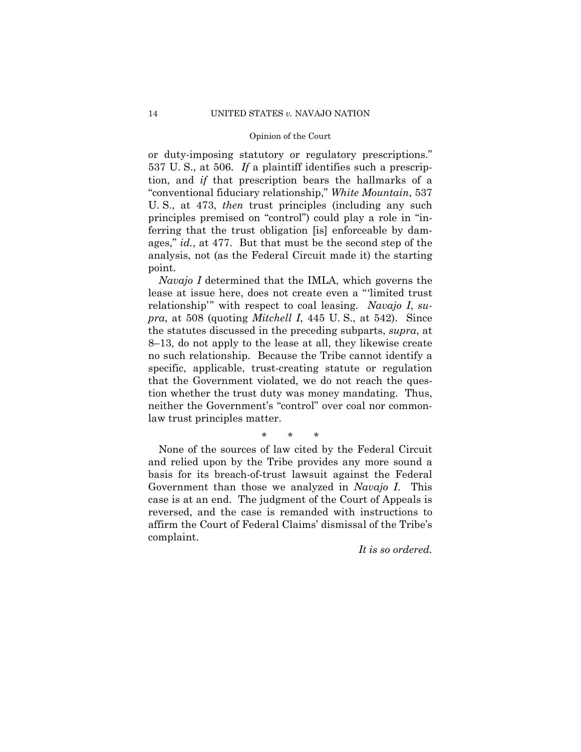or duty-imposing statutory or regulatory prescriptions." 537 U. S., at 506. *If* a plaintiff identifies such a prescription, and *if* that prescription bears the hallmarks of a "conventional fiduciary relationship," *White Mountain*, 537 U. S., at 473, *then* trust principles (including any such principles premised on "control") could play a role in "inferring that the trust obligation [is] enforceable by damages," *id.*, at 477. But that must be the second step of the analysis, not (as the Federal Circuit made it) the starting point.

*Navajo I* determined that the IMLA, which governs the lease at issue here, does not create even a "'limited trust relationship'" with respect to coal leasing. *Navajo I*, *supra*, at 508 (quoting *Mitchell I*, 445 U. S., at 542). Since the statutes discussed in the preceding subparts, *supra*, at 8–13, do not apply to the lease at all, they likewise create no such relationship. Because the Tribe cannot identify a specific, applicable, trust-creating statute or regulation that the Government violated, we do not reach the question whether the trust duty was money mandating. Thus, neither the Government's "control" over coal nor common-law trust principles matter.

\* \* \*

None of the sources of law cited by the Federal Circuit and relied upon by the Tribe provides any more sound a basis for its breach-of-trust lawsuit against the Federal Government than those we analyzed in *Navajo I*. This case is at an end. The judgment of the Court of Appeals is reversed, and the case is remanded with instructions to affirm the Court of Federal Claims' dismissal of the Tribe's complaint.

*It is so ordered.*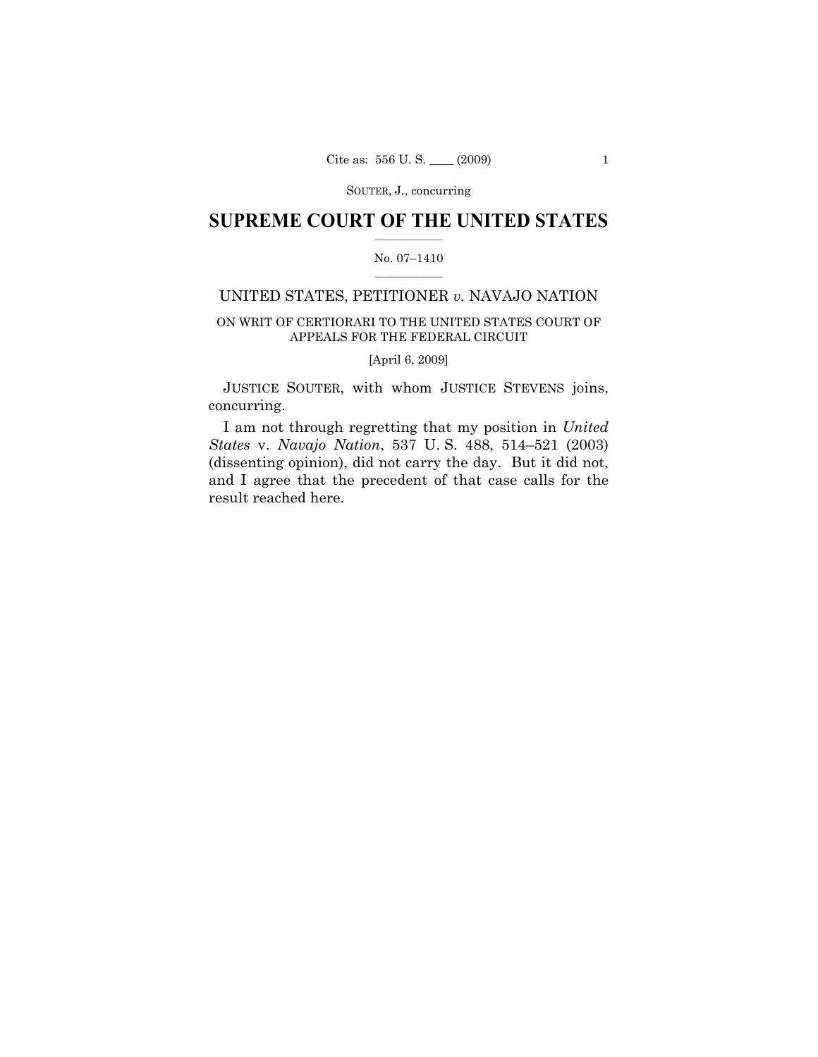SOUTER, J., concurring

# SUPREME COURT OF THE UNITED STATES

No. 07–1410

UNITED STATES, PETITIONER *v.* NAVAJO NATION

ON WRIT OF CERTIORARI TO THE UNITED STATES COURT OF APPEALS FOR THE FEDERAL CIRCUIT

[April 6, 2009]

JUSTICE SOUTER, with whom JUSTICE STEVENS joins, concurring.

I am not through regretting that my position in *United States* v. *Navajo Nation*, 537 U. S. 488, 514–521 (2003) (dissenting opinion), did not carry the day. But it did not, and I agree that the precedent of that case calls for the result reached here.